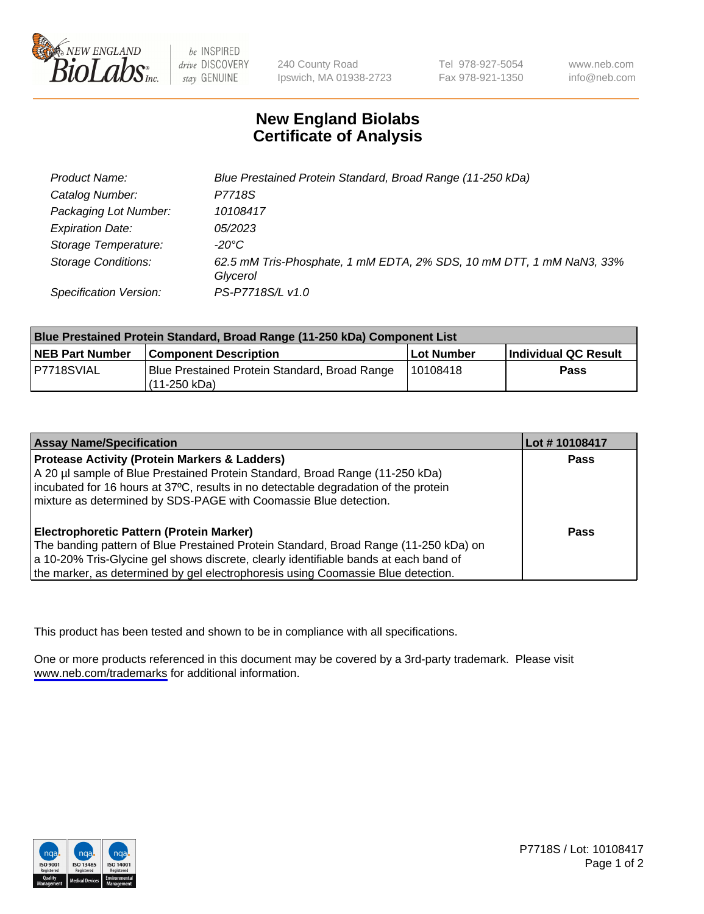240 County Road
Ipswich, MA 01938-2723

Tel 978-927-5054
Fax 978-921-1350

www.neb.com
info@neb.com

# New England Biolabs
# Certificate of Analysis

| | |
|---|---|
| *Product Name:* | *Blue Prestained Protein Standard, Broad Range (11-250 kDa)* |
| *Catalog Number:* | *P7718S* |
| *Packaging Lot Number:* | *10108417* |
| *Expiration Date:* | *05/2023* |
| *Storage Temperature:* | *-20°C* |
| *Storage Conditions:* | *62.5 mM Tris-Phosphate, 1 mM EDTA, 2% SDS, 10 mM DTT, 1 mM NaN3, 33% Glycerol* |
| *Specification Version:* | *PS-P7718S/L v1.0* |

| **Blue Prestained Protein Standard, Broad Range (11-250 kDa) Component List** | | | |
|---|---|---|---|
| **NEB Part Number** | **Component Description** | **Lot Number** | **Individual QC Result** |
| P7718SVIAL | Blue Prestained Protein Standard, Broad Range (11-250 kDa) | 10108418 | **Pass** |

| **Assay Name/Specification** | **Lot # 10108417** |
|---|---|
| **Protease Activity (Protein Markers & Ladders)**<br>A 20 µl sample of Blue Prestained Protein Standard, Broad Range (11-250 kDa) incubated for 16 hours at 37ºC, results in no detectable degradation of the protein mixture as determined by SDS-PAGE with Coomassie Blue detection. | **Pass** |
| **Electrophoretic Pattern (Protein Marker)**<br>The banding pattern of Blue Prestained Protein Standard, Broad Range (11-250 kDa) on a 10-20% Tris-Glycine gel shows discrete, clearly identifiable bands at each band of the marker, as determined by gel electrophoresis using Coomassie Blue detection. | **Pass** |

This product has been tested and shown to be in compliance with all specifications.

One or more products referenced in this document may be covered by a 3rd-party trademark. Please visit www.neb.com/trademarks for additional information.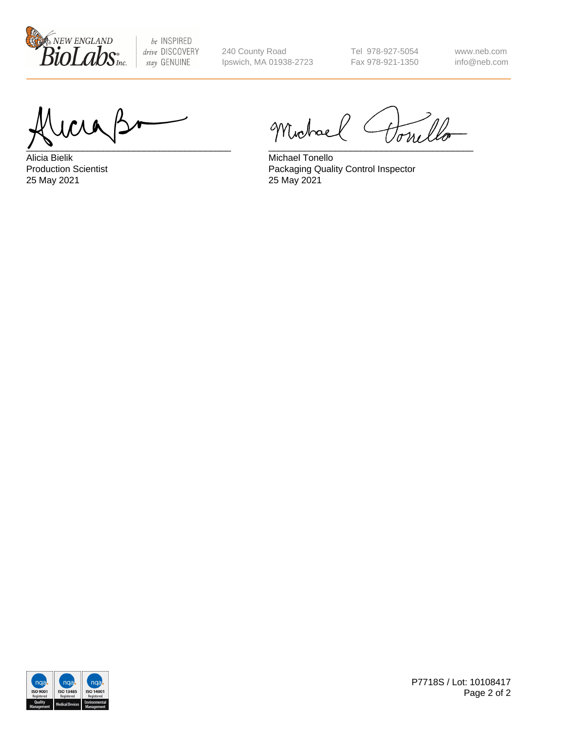Alicia Bielik
Production Scientist
25 May 2021

Michael Tonello
Packaging Quality Control Inspector
25 May 2021

P7718S / Lot: 10108417